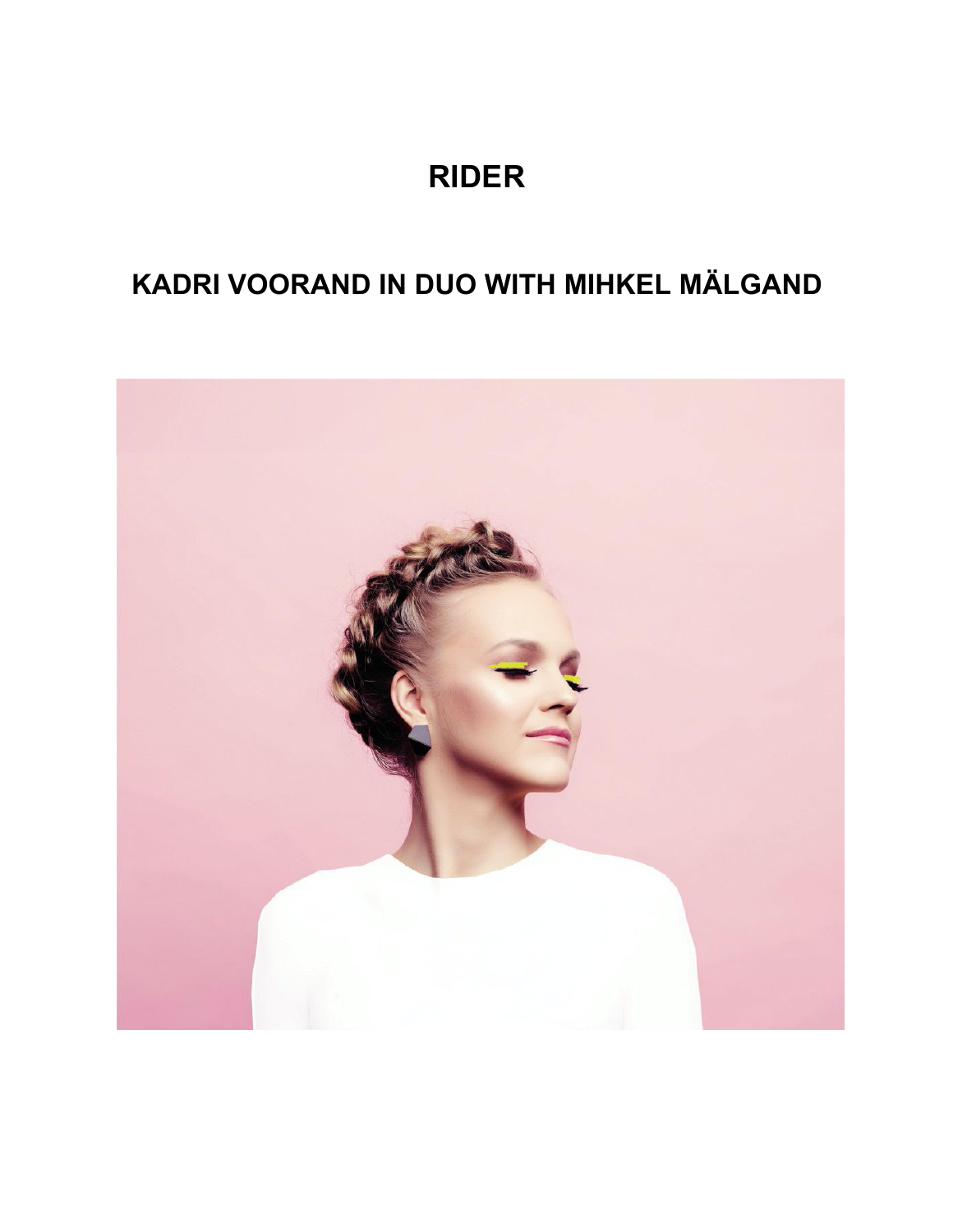# RIDER

## KADRI VOORAND IN DUO WITH MIHKEL MÄLGAND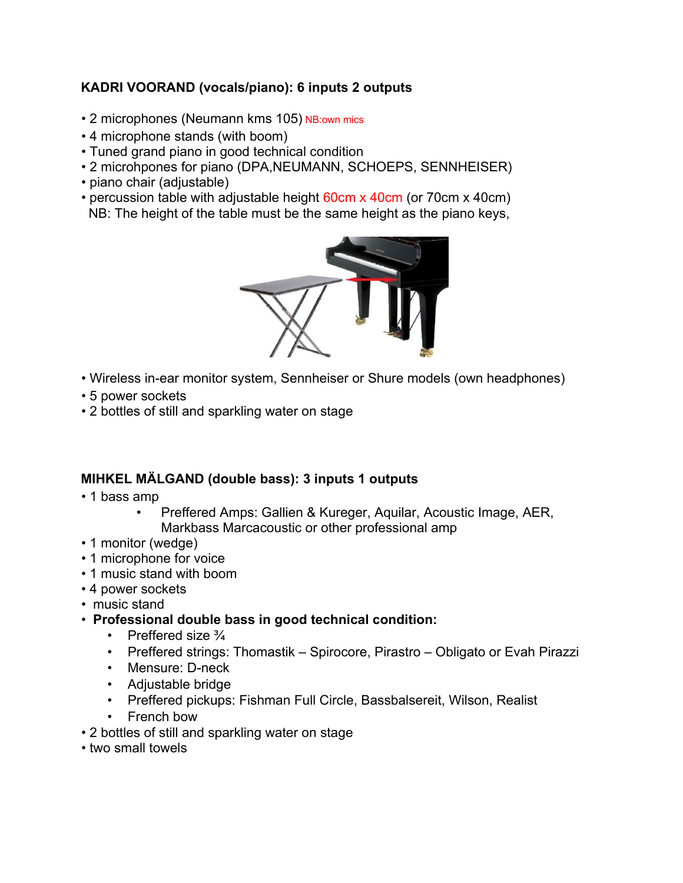**KADRI VOORAND (vocals/piano): 6 inputs 2 outputs**

- 2 microphones (Neumann kms 105) NB:own mics
- 4 microphone stands (with boom)
- Tuned grand piano in good technical condition
- 2 microhpones for piano (DPA,NEUMANN, SCHOEPS, SENNHEISER)
- piano chair (adjustable)
- percussion table with adjustable height 60cm x 40cm (or 70cm x 40cm)
  NB: The height of the table must be the same height as the piano keys,

- Wireless in-ear monitor system, Sennheiser or Shure models (own headphones)
- 5 power sockets
- 2 bottles of still and sparkling water on stage

**MIHKEL MÄLGAND (double bass): 3 inputs 1 outputs**

- 1 bass amp
  - Preffered Amps: Gallien & Kureger, Aquilar, Acoustic Image, AER, Markbass Marcacoustic or other professional amp
- 1 monitor (wedge)
- 1 microphone for voice
- 1 music stand with boom
- 4 power sockets
- music stand
- **Professional double bass in good technical condition:**
  - Preffered size ¾
  - Preffered strings: Thomastik – Spirocore, Pirastro – Obligato or Evah Pirazzi
  - Mensure: D-neck
  - Adjustable bridge
  - Preffered pickups: Fishman Full Circle, Bassbalsereit, Wilson, Realist
  - French bow
- 2 bottles of still and sparkling water on stage
- two small towels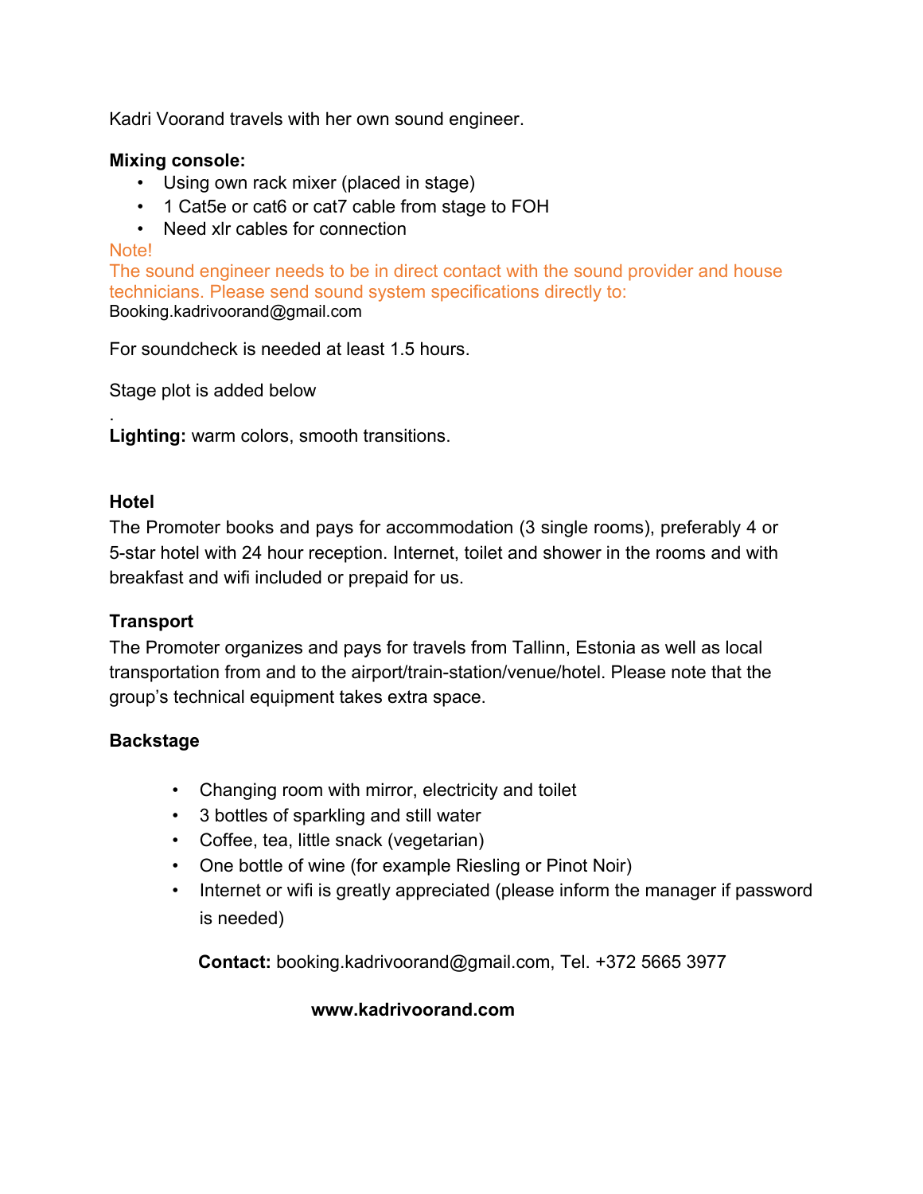Kadri Voorand travels with her own sound engineer.

**Mixing console:**

- Using own rack mixer (placed in stage)
- 1 Cat5e or cat6 or cat7 cable from stage to FOH
- Need xlr cables for connection

Note!
The sound engineer needs to be in direct contact with the sound provider and house technicians. Please send sound system specifications directly to:
Booking.kadrivoorand@gmail.com

For soundcheck is needed at least 1.5 hours.

Stage plot is added below

.
**Lighting:** warm colors, smooth transitions.

**Hotel**

The Promoter books and pays for accommodation (3 single rooms), preferably 4 or 5-star hotel with 24 hour reception. Internet, toilet and shower in the rooms and with breakfast and wifi included or prepaid for us.

**Transport**

The Promoter organizes and pays for travels from Tallinn, Estonia as well as local transportation from and to the airport/train-station/venue/hotel. Please note that the group's technical equipment takes extra space.

**Backstage**

- Changing room with mirror, electricity and toilet
- 3 bottles of sparkling and still water
- Coffee, tea, little snack (vegetarian)
- One bottle of wine (for example Riesling or Pinot Noir)
- Internet or wifi is greatly appreciated (please inform the manager if password is needed)

**Contact:** booking.kadrivoorand@gmail.com, Tel. +372 5665 3977

**www.kadrivoorand.com**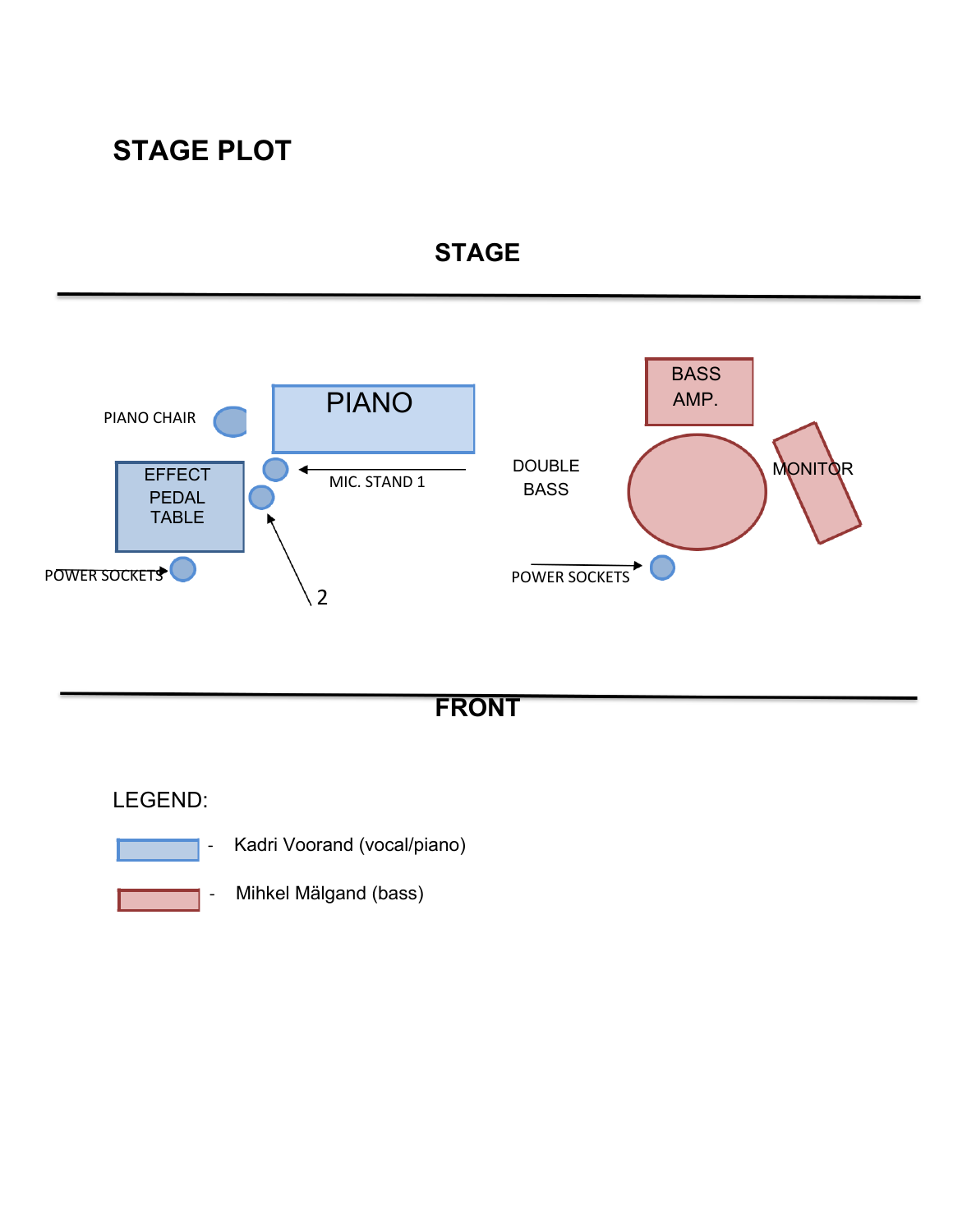# STAGE PLOT

STAGE

PIANO CHAIR

PIANO

EFFECT PEDAL TABLE

MIC. STAND 1

2

POWER SOCKETS

BASS AMP.

DOUBLE BASS

MONITOR

POWER SOCKETS

FRONT

LEGEND:

- Kadri Voorand (vocal/piano)
- Mihkel Mälgand (bass)